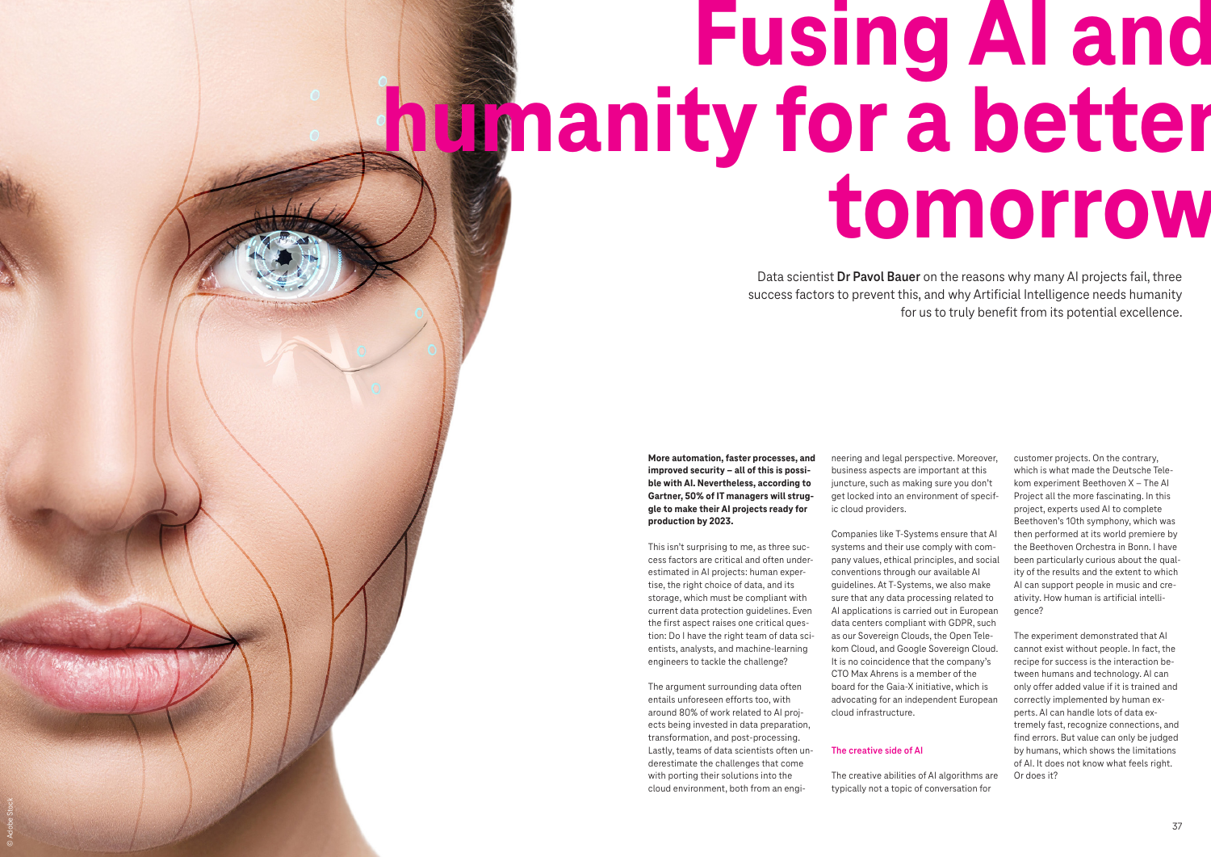# Fusing AI and humanity for a better tomorrow

Data scientist **Dr Pavol Bauer** on the reasons why many AI projects fail, three success factors to prevent this, and why Artificial Intelligence needs humanity for us to truly benefit from its potential excellence.

**More automation, faster processes, and improved security – all of this is possible with AI. Nevertheless, according to Gartner, 50% of IT managers will struggle to make their AI projects ready for production by 2023.**

This isn't surprising to me, as three success factors are critical and often underestimated in AI projects: human expertise, the right choice of data, and its storage, which must be compliant with current data protection guidelines. Even the first aspect raises one critical question: Do I have the right team of data scientists, analysts, and machine-learning engineers to tackle the challenge?

The argument surrounding data often entails unforeseen efforts too, with around 80% of work related to AI projects being invested in data preparation, transformation, and post-processing. Lastly, teams of data scientists often underestimate the challenges that come with porting their solutions into the cloud environment, both from an engineering and legal perspective. Moreover, business aspects are important at this juncture, such as making sure you don't get locked into an environment of specific cloud providers.

Companies like T-Systems ensure that AI systems and their use comply with company values, ethical principles, and social conventions through our available AI guidelines. At T-Systems, we also make sure that any data processing related to AI applications is carried out in European data centers compliant with GDPR, such as our Sovereign Clouds, the Open Telekom Cloud, and Google Sovereign Cloud. It is no coincidence that the company's CTO Max Ahrens is a member of the board for the Gaia-X initiative, which is advocating for an independent European cloud infrastructure.

## The creative side of AI

The creative abilities of AI algorithms are typically not a topic of conversation for customer projects. On the contrary, which is what made the Deutsche Telekom experiment Beethoven X – The AI Project all the more fascinating. In this project, experts used AI to complete Beethoven's 10th symphony, which was then performed at its world premiere by the Beethoven Orchestra in Bonn. I have been particularly curious about the quality of the results and the extent to which AI can support people in music and creativity. How human is artificial intelligence?

The experiment demonstrated that AI cannot exist without people. In fact, the recipe for success is the interaction between humans and technology. AI can only offer added value if it is trained and correctly implemented by human experts. AI can handle lots of data extremely fast, recognize connections, and find errors. But value can only be judged by humans, which shows the limitations of AI. It does not know what feels right. Or does it?

© Adobe Stock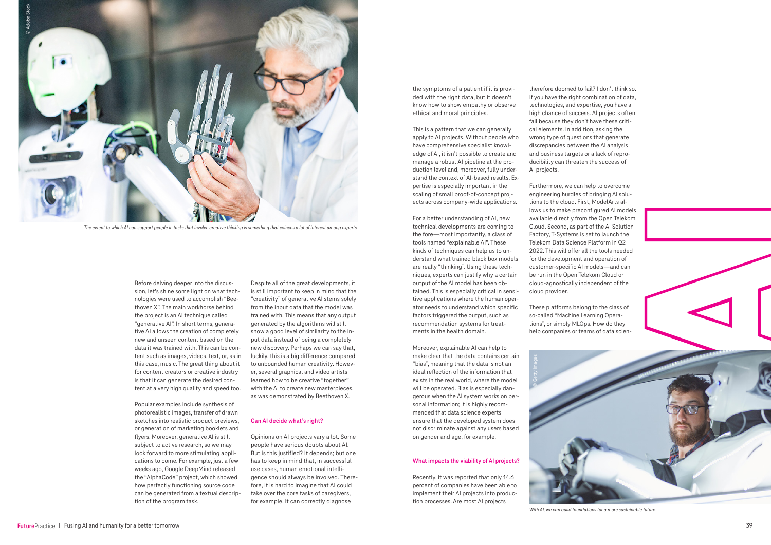*The extent to which AI can support people in tasks that involve creative thinking is something that evinces a lot of interest among experts.*

Before delving deeper into the discussion, let's shine some light on what technologies were used to accomplish "Beethoven X". The main workhorse behind the project is an AI technique called "generative AI". In short terms, generative AI allows the creation of completely new and unseen content based on the data it was trained with. This can be content such as images, videos, text, or, as in this case, music. The great thing about it for content creators or creative industry is that it can generate the desired content at a very high quality and speed too.

Popular examples include synthesis of photorealistic images, transfer of drawn sketches into realistic product previews, or generation of marketing booklets and flyers. Moreover, generative AI is still subject to active research, so we may look forward to more stimulating applications to come. For example, just a few weeks ago, Google DeepMind released the "AlphaCode" project, which showed how perfectly functioning source code can be generated from a textual description of the program task.

Despite all of the great developments, it is still important to keep in mind that the "creativity" of generative AI stems solely from the input data that the model was trained with. This means that any output generated by the algorithms will still show a good level of similarity to the input data instead of being a completely new discovery. Perhaps we can say that, luckily, this is a big difference compared to unbounded human creativity. However, several graphical and video artists learned how to be creative "together" with the AI to create new masterpieces, as was demonstrated by Beethoven X.

### Can AI decide what's right?

Opinions on AI projects vary a lot. Some people have serious doubts about AI. But is this justified? It depends; but one has to keep in mind that, in successful use cases, human emotional intelligence should always be involved. Therefore, it is hard to imagine that AI could take over the core tasks of caregivers, for example. It can correctly diagnose the symptoms of a patient if it is provided with the right data, but it doesn't know how to show empathy or observe ethical and moral principles.

This is a pattern that we can generally apply to AI projects. Without people who have comprehensive specialist knowledge of AI, it isn't possible to create and manage a robust AI pipeline at the production level and, moreover, fully understand the context of AI-based results. Expertise is especially important in the scaling of small proof-of-concept projects across company-wide applications.

For a better understanding of AI, new technical developments are coming to the fore—most importantly, a class of tools named "explainable AI". These kinds of techniques can help us to understand what trained black box models are really "thinking". Using these techniques, experts can justify why a certain output of the AI model has been obtained. This is especially critical in sensitive applications where the human operator needs to understand which specific factors triggered the output, such as recommendation systems for treatments in the health domain.

Moreover, explainable AI can help to make clear that the data contains certain "bias", meaning that the data is not an ideal reflection of the information that exists in the real world, where the model will be operated. Bias is especially dangerous when the AI system works on personal information; it is highly recommended that data science experts ensure that the developed system does not discriminate against any users based on gender and age, for example.

### What impacts the viability of AI projects?

Recently, it was reported that only 14.6 percent of companies have been able to implement their AI projects into production processes. Are most AI projects therefore doomed to fail? I don't think so. If you have the right combination of data, technologies, and expertise, you have a high chance of success. AI projects often fail because they don't have these critical elements. In addition, asking the wrong type of questions that generate discrepancies between the AI analysis and business targets or a lack of reproducibility can threaten the success of AI projects.

Furthermore, we can help to overcome engineering hurdles of bringing AI solutions to the cloud. First, ModelArts allows us to make preconfigured AI models available directly from the Open Telekom Cloud. Second, as part of the AI Solution Factory, T-Systems is set to launch the Telekom Data Science Platform in Q2 2022. This will offer all the tools needed for the development and operation of customer-specific AI models—and can be run in the Open Telekom Cloud or cloud-agnostically independent of the cloud provider.

These platforms belong to the class of so-called "Machine Learning Operations", or simply MLOps. How do they help companies or teams of data scien-

*With AI, we can build foundations for a more sustainable future.*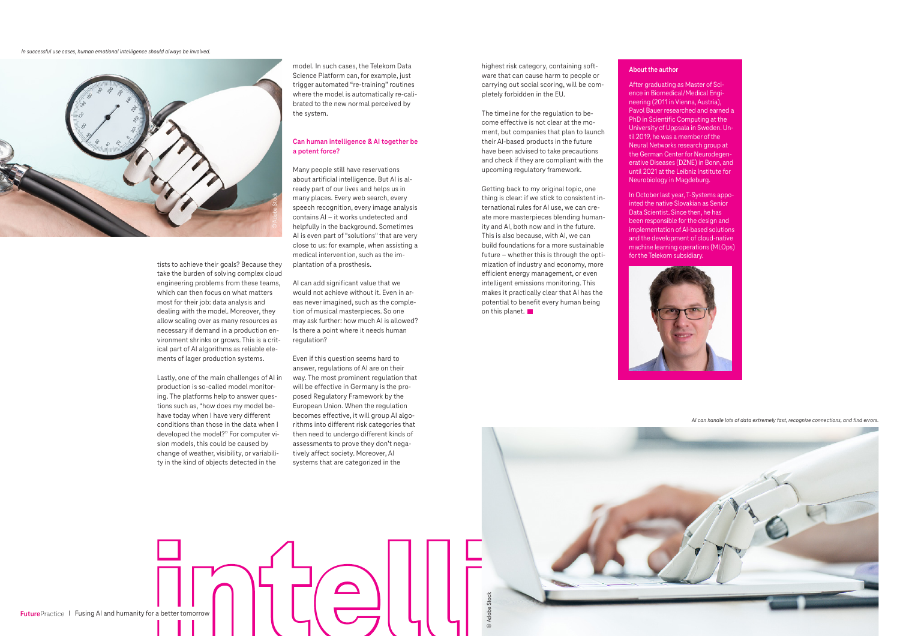*In successful use cases, human emotional intelligence should always be involved.*

tists to achieve their goals? Because they take the burden of solving complex cloud engineering problems from these teams, which can then focus on what matters most for their job: data analysis and dealing with the model. Moreover, they allow scaling over as many resources as necessary if demand in a production environment shrinks or grows. This is a critical part of AI algorithms as reliable elements of lager production systems.

Lastly, one of the main challenges of AI in production is so-called model monitoring. The platforms help to answer questions such as, "how does my model behave today when I have very different conditions than those in the data when I developed the model?" For computer vision models, this could be caused by change of weather, visibility, or variability in the kind of objects detected in the model. In such cases, the Telekom Data Science Platform can, for example, just trigger automated "re-training" routines where the model is automatically re-calibrated to the new normal perceived by the system.

### Can human intelligence & AI together be a potent force?

Many people still have reservations about artificial intelligence. But AI is already part of our lives and helps us in many places. Every web search, every speech recognition, every image analysis contains AI – it works undetected and helpfully in the background. Sometimes AI is even part of "solutions" that are very close to us: for example, when assisting a medical intervention, such as the implantation of a prosthesis.

AI can add significant value that we would not achieve without it. Even in areas never imagined, such as the completion of musical masterpieces. So one may ask further: how much AI is allowed? Is there a point where it needs human regulation?

Even if this question seems hard to answer, regulations of AI are on their way. The most prominent regulation that will be effective in Germany is the proposed Regulatory Framework by the European Union. When the regulation becomes effective, it will group AI algorithms into different risk categories that then need to undergo different kinds of assessments to prove they don't negatively affect society. Moreover, AI systems that are categorized in the highest risk category, containing software that can cause harm to people or carrying out social scoring, will be completely forbidden in the EU.

The timeline for the regulation to become effective is not clear at the moment, but companies that plan to launch their AI-based products in the future have been advised to take precautions and check if they are compliant with the upcoming regulatory framework.

Getting back to my original topic, one thing is clear: if we stick to consistent international rules for AI use, we can create more masterpieces blending humanity and AI, both now and in the future. This is also because, with AI, we can build foundations for a more sustainable future – whether this is through the optimization of industry and economy, more efficient energy management, or even intelligent emissions monitoring. This makes it practically clear that AI has the potential to benefit every human being on this planet.

#### About the author

After graduating as Master of Science in Biomedical/Medical Engineering (2011 in Vienna, Austria), Pavol Bauer researched and earned a PhD in Scientific Computing at the University of Uppsala in Sweden. Until 2019, he was a member of the Neural Networks research group at the German Center for Neurodegenerative Diseases (DZNE) in Bonn, and until 2021 at the Leibniz Institute for Neurobiology in Magdeburg.

In October last year, T-Systems appointed the native Slovakian as Senior Data Scientist. Since then, he has been responsible for the design and implementation of AI-based solutions and the development of cloud-native machine learning operations (MLOps) for the Telekom subsidiary.

*AI can handle lots of data extremely fast, recognize connections, and find errors.*